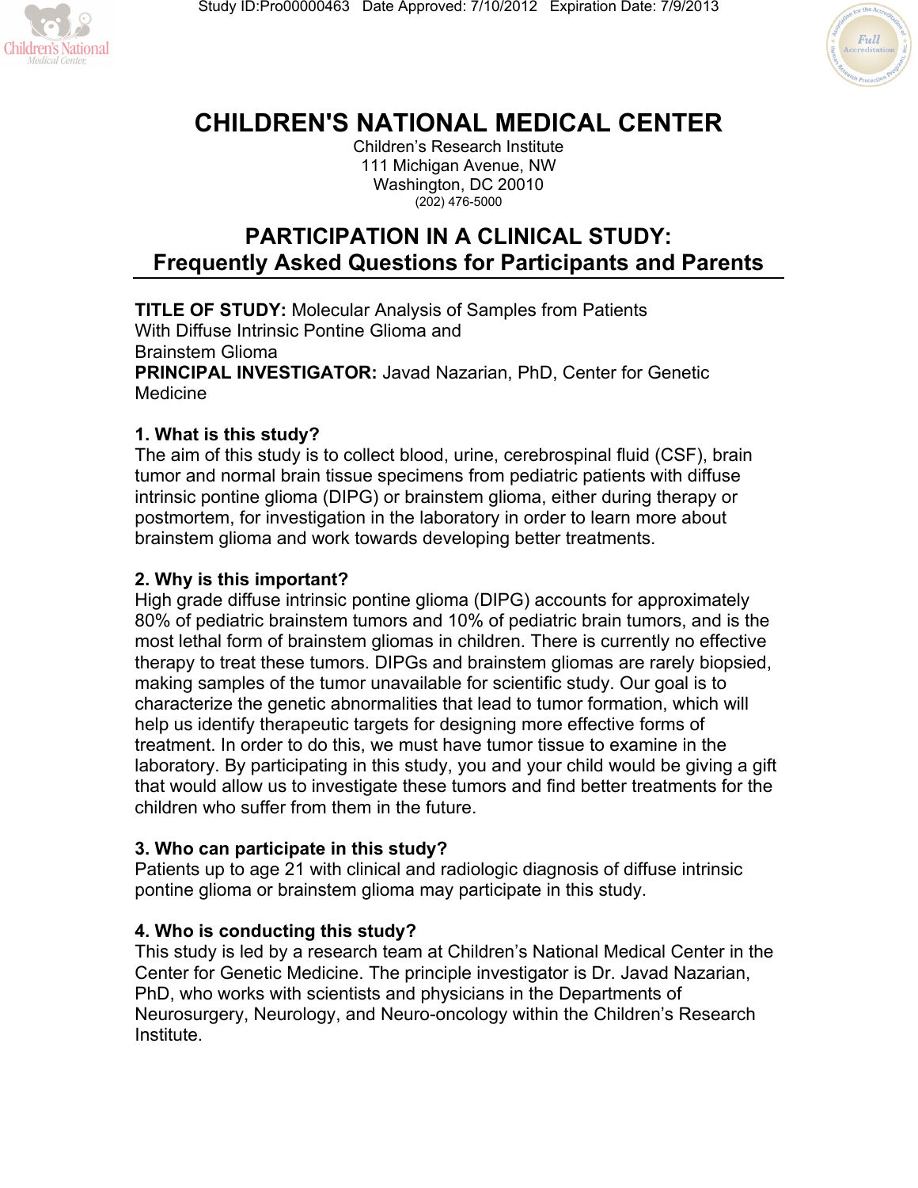Study ID:Pro00000463 Date Approved: 7/10/2012 Expiration Date: 7/9/2013

# CHILDREN'S NATIONAL MEDICAL CENTER

Children's Research Institute
111 Michigan Avenue, NW
Washington, DC 20010
(202) 476-5000

## PARTICIPATION IN A CLINICAL STUDY: Frequently Asked Questions for Participants and Parents

**TITLE OF STUDY:** Molecular Analysis of Samples from Patients With Diffuse Intrinsic Pontine Glioma and Brainstem Glioma
**PRINCIPAL INVESTIGATOR:** Javad Nazarian, PhD, Center for Genetic Medicine

**1. What is this study?**
The aim of this study is to collect blood, urine, cerebrospinal fluid (CSF), brain tumor and normal brain tissue specimens from pediatric patients with diffuse intrinsic pontine glioma (DIPG) or brainstem glioma, either during therapy or postmortem, for investigation in the laboratory in order to learn more about brainstem glioma and work towards developing better treatments.

**2. Why is this important?**
High grade diffuse intrinsic pontine glioma (DIPG) accounts for approximately 80% of pediatric brainstem tumors and 10% of pediatric brain tumors, and is the most lethal form of brainstem gliomas in children. There is currently no effective therapy to treat these tumors. DIPGs and brainstem gliomas are rarely biopsied, making samples of the tumor unavailable for scientific study. Our goal is to characterize the genetic abnormalities that lead to tumor formation, which will help us identify therapeutic targets for designing more effective forms of treatment. In order to do this, we must have tumor tissue to examine in the laboratory. By participating in this study, you and your child would be giving a gift that would allow us to investigate these tumors and find better treatments for the children who suffer from them in the future.

**3. Who can participate in this study?**
Patients up to age 21 with clinical and radiologic diagnosis of diffuse intrinsic pontine glioma or brainstem glioma may participate in this study.

**4. Who is conducting this study?**
This study is led by a research team at Children's National Medical Center in the Center for Genetic Medicine. The principle investigator is Dr. Javad Nazarian, PhD, who works with scientists and physicians in the Departments of Neurosurgery, Neurology, and Neuro-oncology within the Children's Research Institute.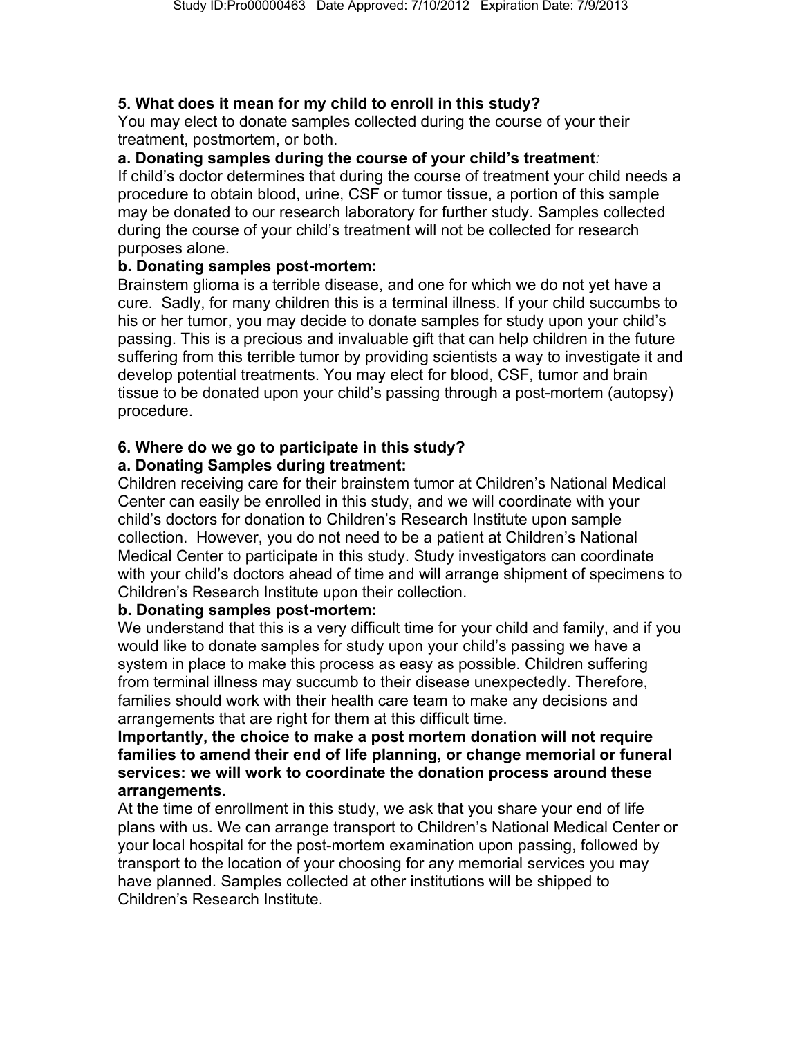**5. What does it mean for my child to enroll in this study?**

You may elect to donate samples collected during the course of your their treatment, postmortem, or both.

**a. Donating samples during the course of your child's treatment***:*

If child's doctor determines that during the course of treatment your child needs a procedure to obtain blood, urine, CSF or tumor tissue, a portion of this sample may be donated to our research laboratory for further study. Samples collected during the course of your child's treatment will not be collected for research purposes alone.

**b. Donating samples post-mortem:**

Brainstem glioma is a terrible disease, and one for which we do not yet have a cure. Sadly, for many children this is a terminal illness. If your child succumbs to his or her tumor, you may decide to donate samples for study upon your child's passing. This is a precious and invaluable gift that can help children in the future suffering from this terrible tumor by providing scientists a way to investigate it and develop potential treatments. You may elect for blood, CSF, tumor and brain tissue to be donated upon your child's passing through a post-mortem (autopsy) procedure.

**6. Where do we go to participate in this study?**

**a. Donating Samples during treatment:**

Children receiving care for their brainstem tumor at Children's National Medical Center can easily be enrolled in this study, and we will coordinate with your child's doctors for donation to Children's Research Institute upon sample collection. However, you do not need to be a patient at Children's National Medical Center to participate in this study. Study investigators can coordinate with your child's doctors ahead of time and will arrange shipment of specimens to Children's Research Institute upon their collection.

**b. Donating samples post-mortem:**

We understand that this is a very difficult time for your child and family, and if you would like to donate samples for study upon your child's passing we have a system in place to make this process as easy as possible. Children suffering from terminal illness may succumb to their disease unexpectedly. Therefore, families should work with their health care team to make any decisions and arrangements that are right for them at this difficult time.

**Importantly, the choice to make a post mortem donation will not require families to amend their end of life planning, or change memorial or funeral services: we will work to coordinate the donation process around these arrangements.**

At the time of enrollment in this study, we ask that you share your end of life plans with us. We can arrange transport to Children's National Medical Center or your local hospital for the post-mortem examination upon passing, followed by transport to the location of your choosing for any memorial services you may have planned. Samples collected at other institutions will be shipped to Children's Research Institute.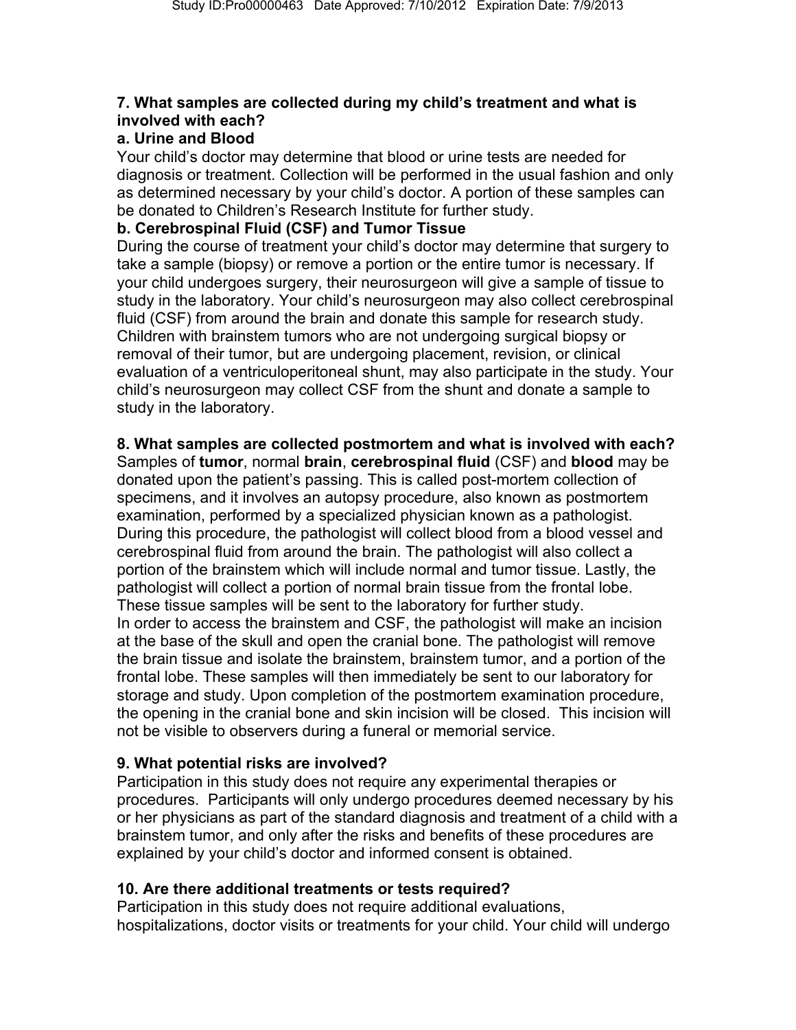## 7. What samples are collected during my child's treatment and what is involved with each?

### a. Urine and Blood

Your child's doctor may determine that blood or urine tests are needed for diagnosis or treatment. Collection will be performed in the usual fashion and only as determined necessary by your child's doctor. A portion of these samples can be donated to Children's Research Institute for further study.

### b. Cerebrospinal Fluid (CSF) and Tumor Tissue

During the course of treatment your child's doctor may determine that surgery to take a sample (biopsy) or remove a portion or the entire tumor is necessary. If your child undergoes surgery, their neurosurgeon will give a sample of tissue to study in the laboratory. Your child's neurosurgeon may also collect cerebrospinal fluid (CSF) from around the brain and donate this sample for research study. Children with brainstem tumors who are not undergoing surgical biopsy or removal of their tumor, but are undergoing placement, revision, or clinical evaluation of a ventriculoperitoneal shunt, may also participate in the study. Your child's neurosurgeon may collect CSF from the shunt and donate a sample to study in the laboratory.

## 8. What samples are collected postmortem and what is involved with each?

Samples of **tumor**, normal **brain**, **cerebrospinal fluid** (CSF) and **blood** may be donated upon the patient's passing. This is called post-mortem collection of specimens, and it involves an autopsy procedure, also known as postmortem examination, performed by a specialized physician known as a pathologist. During this procedure, the pathologist will collect blood from a blood vessel and cerebrospinal fluid from around the brain. The pathologist will also collect a portion of the brainstem which will include normal and tumor tissue. Lastly, the pathologist will collect a portion of normal brain tissue from the frontal lobe. These tissue samples will be sent to the laboratory for further study.

In order to access the brainstem and CSF, the pathologist will make an incision at the base of the skull and open the cranial bone. The pathologist will remove the brain tissue and isolate the brainstem, brainstem tumor, and a portion of the frontal lobe. These samples will then immediately be sent to our laboratory for storage and study. Upon completion of the postmortem examination procedure, the opening in the cranial bone and skin incision will be closed. This incision will not be visible to observers during a funeral or memorial service.

## 9. What potential risks are involved?

Participation in this study does not require any experimental therapies or procedures. Participants will only undergo procedures deemed necessary by his or her physicians as part of the standard diagnosis and treatment of a child with a brainstem tumor, and only after the risks and benefits of these procedures are explained by your child's doctor and informed consent is obtained.

## 10. Are there additional treatments or tests required?

Participation in this study does not require additional evaluations, hospitalizations, doctor visits or treatments for your child. Your child will undergo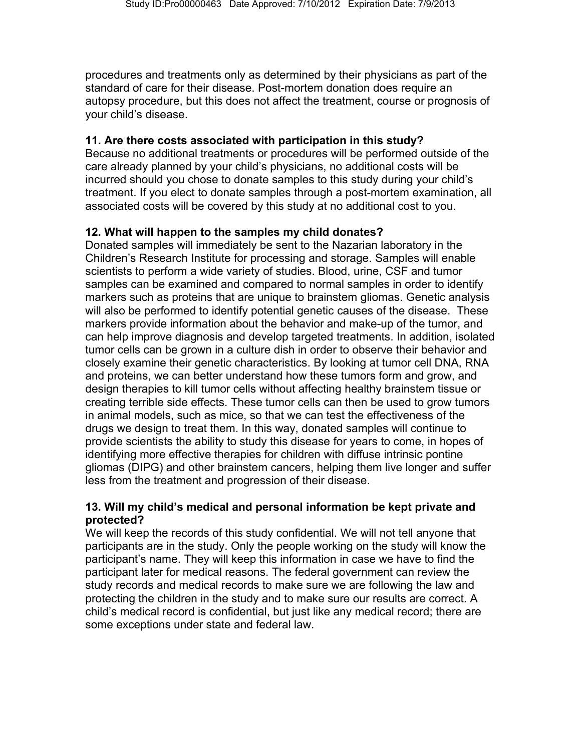procedures and treatments only as determined by their physicians as part of the standard of care for their disease. Post-mortem donation does require an autopsy procedure, but this does not affect the treatment, course or prognosis of your child's disease.

**11. Are there costs associated with participation in this study?**

Because no additional treatments or procedures will be performed outside of the care already planned by your child's physicians, no additional costs will be incurred should you chose to donate samples to this study during your child's treatment. If you elect to donate samples through a post-mortem examination, all associated costs will be covered by this study at no additional cost to you.

**12. What will happen to the samples my child donates?**

Donated samples will immediately be sent to the Nazarian laboratory in the Children's Research Institute for processing and storage. Samples will enable scientists to perform a wide variety of studies. Blood, urine, CSF and tumor samples can be examined and compared to normal samples in order to identify markers such as proteins that are unique to brainstem gliomas. Genetic analysis will also be performed to identify potential genetic causes of the disease. These markers provide information about the behavior and make-up of the tumor, and can help improve diagnosis and develop targeted treatments. In addition, isolated tumor cells can be grown in a culture dish in order to observe their behavior and closely examine their genetic characteristics. By looking at tumor cell DNA, RNA and proteins, we can better understand how these tumors form and grow, and design therapies to kill tumor cells without affecting healthy brainstem tissue or creating terrible side effects. These tumor cells can then be used to grow tumors in animal models, such as mice, so that we can test the effectiveness of the drugs we design to treat them. In this way, donated samples will continue to provide scientists the ability to study this disease for years to come, in hopes of identifying more effective therapies for children with diffuse intrinsic pontine gliomas (DIPG) and other brainstem cancers, helping them live longer and suffer less from the treatment and progression of their disease.

**13. Will my child's medical and personal information be kept private and protected?**

We will keep the records of this study confidential. We will not tell anyone that participants are in the study. Only the people working on the study will know the participant's name. They will keep this information in case we have to find the participant later for medical reasons. The federal government can review the study records and medical records to make sure we are following the law and protecting the children in the study and to make sure our results are correct. A child's medical record is confidential, but just like any medical record; there are some exceptions under state and federal law.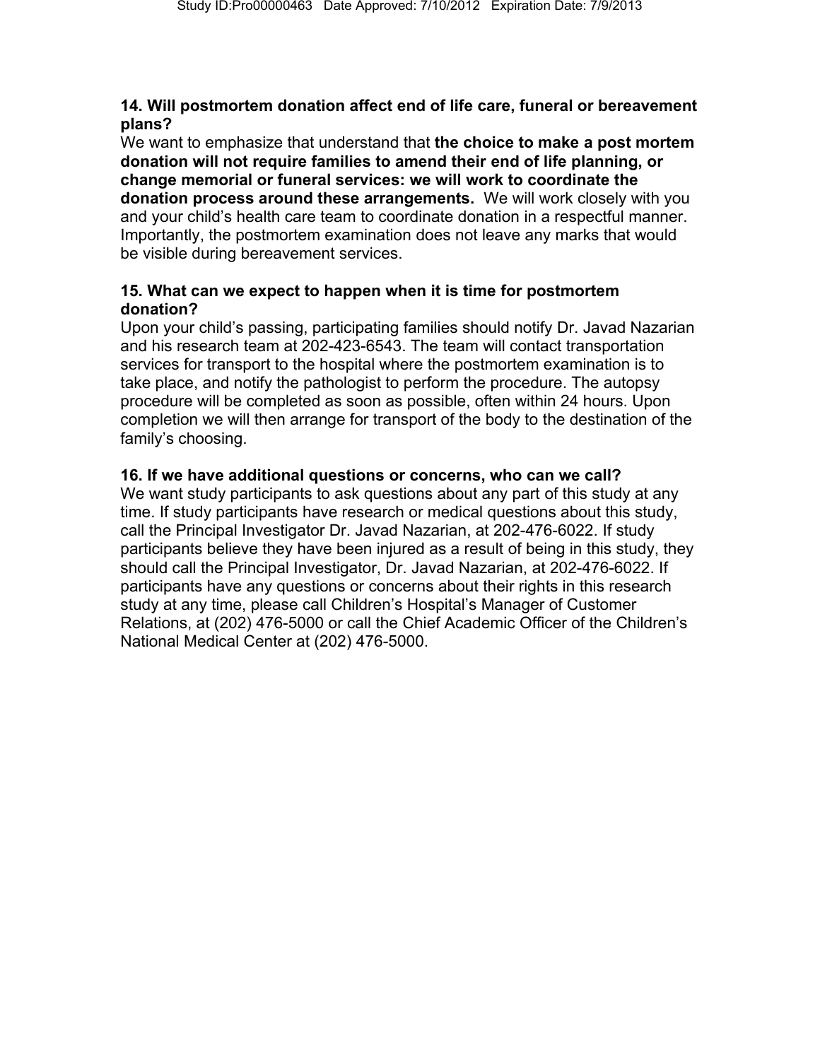**14. Will postmortem donation affect end of life care, funeral or bereavement plans?**

We want to emphasize that understand that **the choice to make a post mortem donation will not require families to amend their end of life planning, or change memorial or funeral services: we will work to coordinate the donation process around these arrangements.** We will work closely with you and your child's health care team to coordinate donation in a respectful manner. Importantly, the postmortem examination does not leave any marks that would be visible during bereavement services.

**15. What can we expect to happen when it is time for postmortem donation?**

Upon your child's passing, participating families should notify Dr. Javad Nazarian and his research team at 202-423-6543. The team will contact transportation services for transport to the hospital where the postmortem examination is to take place, and notify the pathologist to perform the procedure. The autopsy procedure will be completed as soon as possible, often within 24 hours. Upon completion we will then arrange for transport of the body to the destination of the family's choosing.

**16. If we have additional questions or concerns, who can we call?**

We want study participants to ask questions about any part of this study at any time. If study participants have research or medical questions about this study, call the Principal Investigator Dr. Javad Nazarian, at 202-476-6022. If study participants believe they have been injured as a result of being in this study, they should call the Principal Investigator, Dr. Javad Nazarian, at 202-476-6022. If participants have any questions or concerns about their rights in this research study at any time, please call Children's Hospital's Manager of Customer Relations, at (202) 476-5000 or call the Chief Academic Officer of the Children's National Medical Center at (202) 476-5000.